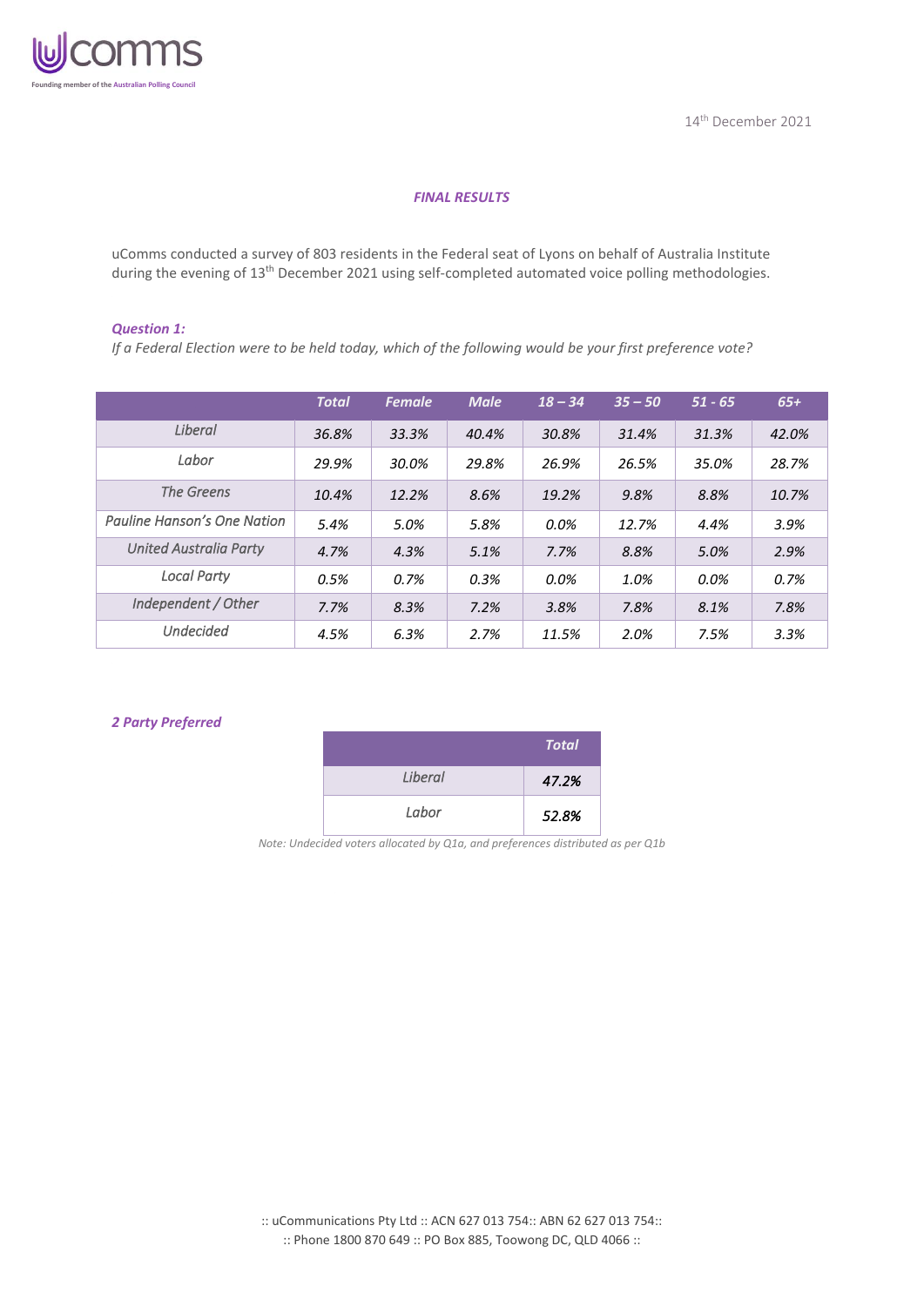uComms

Founding member of the Australian Polling Council

14th December 2021

***FINAL RESULTS***

uComms conducted a survey of 803 residents in the Federal seat of Lyons on behalf of Australia Institute during the evening of 13th December 2021 using self-completed automated voice polling methodologies.

***Question 1:***

*If a Federal Election were to be held today, which of the following would be your first preference vote?*

| | Total | Female | Male | 18 – 34 | 35 – 50 | 51 - 65 | 65+ |
|---|---|---|---|---|---|---|---|
| Liberal | 36.8% | 33.3% | 40.4% | 30.8% | 31.4% | 31.3% | 42.0% |
| Labor | 29.9% | 30.0% | 29.8% | 26.9% | 26.5% | 35.0% | 28.7% |
| The Greens | 10.4% | 12.2% | 8.6% | 19.2% | 9.8% | 8.8% | 10.7% |
| Pauline Hanson's One Nation | 5.4% | 5.0% | 5.8% | 0.0% | 12.7% | 4.4% | 3.9% |
| United Australia Party | 4.7% | 4.3% | 5.1% | 7.7% | 8.8% | 5.0% | 2.9% |
| Local Party | 0.5% | 0.7% | 0.3% | 0.0% | 1.0% | 0.0% | 0.7% |
| Independent / Other | 7.7% | 8.3% | 7.2% | 3.8% | 7.8% | 8.1% | 7.8% |
| Undecided | 4.5% | 6.3% | 2.7% | 11.5% | 2.0% | 7.5% | 3.3% |

***2 Party Preferred***

| | Total |
|---|---|
| Liberal | 47.2% |
| Labor | 52.8% |

*Note: Undecided voters allocated by Q1a, and preferences distributed as per Q1b*

:: uCommunications Pty Ltd :: ACN 627 013 754:: ABN 62 627 013 754::
:: Phone 1800 870 649 :: PO Box 885, Toowong DC, QLD 4066 ::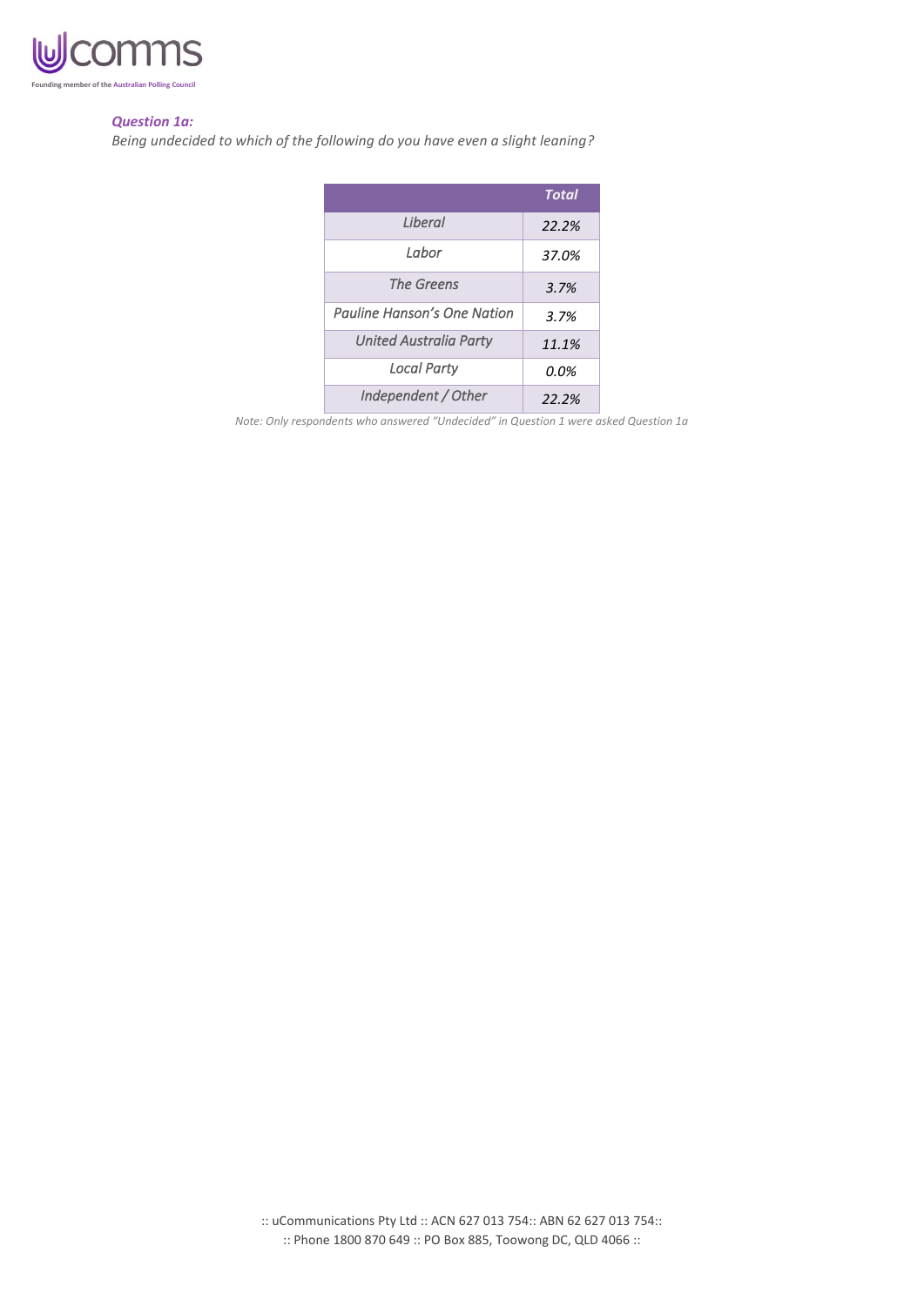***Question 1a:***

*Being undecided to which of the following do you have even a slight leaning?*

| | *Total* |
|---|---|
| *Liberal* | *22.2%* |
| *Labor* | *37.0%* |
| *The Greens* | *3.7%* |
| *Pauline Hanson's One Nation* | *3.7%* |
| *United Australia Party* | *11.1%* |
| *Local Party* | *0.0%* |
| *Independent / Other* | *22.2%* |

*Note: Only respondents who answered "Undecided" in Question 1 were asked Question 1a*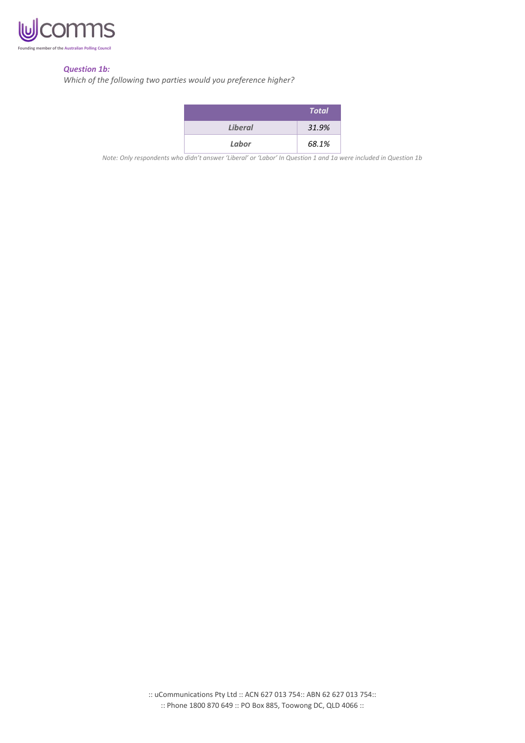***Question 1b:***

*Which of the following two parties would you preference higher?*

| | *Total* |
|---|---|
| ***Liberal*** | *31.9%* |
| ***Labor*** | *68.1%* |

*Note: Only respondents who didn't answer 'Liberal' or 'Labor' In Question 1 and 1a were included in Question 1b*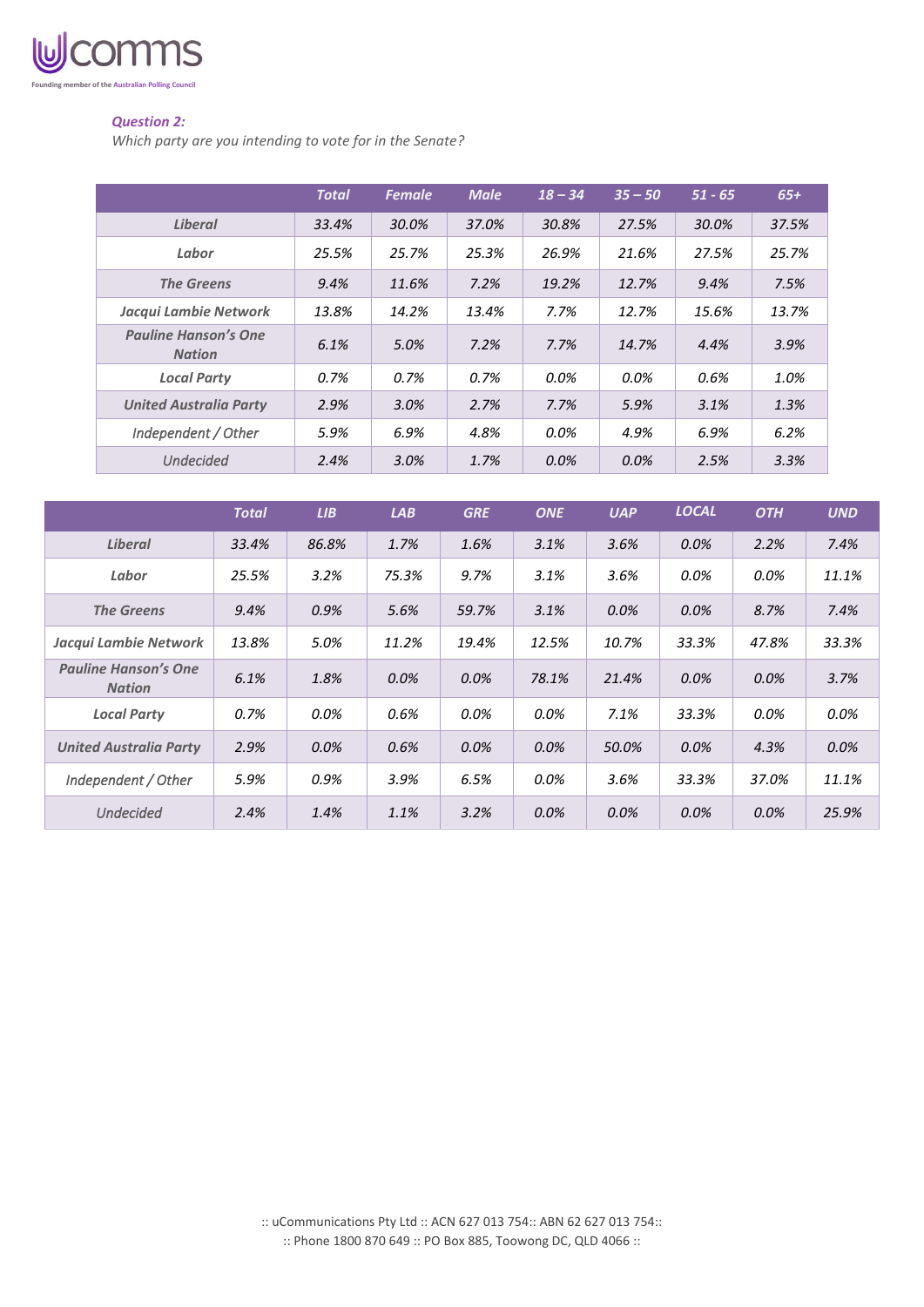*Question 2:*

*Which party are you intending to vote for in the Senate?*

| | *Total* | *Female* | *Male* | *18 – 34* | *35 – 50* | *51 - 65* | *65+* |
|---|---|---|---|---|---|---|---|
| ***Liberal*** | *33.4%* | *30.0%* | *37.0%* | *30.8%* | *27.5%* | *30.0%* | *37.5%* |
| ***Labor*** | *25.5%* | *25.7%* | *25.3%* | *26.9%* | *21.6%* | *27.5%* | *25.7%* |
| ***The Greens*** | *9.4%* | *11.6%* | *7.2%* | *19.2%* | *12.7%* | *9.4%* | *7.5%* |
| ***Jacqui Lambie Network*** | *13.8%* | *14.2%* | *13.4%* | *7.7%* | *12.7%* | *15.6%* | *13.7%* |
| ***Pauline Hanson's One Nation*** | *6.1%* | *5.0%* | *7.2%* | *7.7%* | *14.7%* | *4.4%* | *3.9%* |
| ***Local Party*** | *0.7%* | *0.7%* | *0.7%* | *0.0%* | *0.0%* | *0.6%* | *1.0%* |
| ***United Australia Party*** | *2.9%* | *3.0%* | *2.7%* | *7.7%* | *5.9%* | *3.1%* | *1.3%* |
| *Independent / Other* | *5.9%* | *6.9%* | *4.8%* | *0.0%* | *4.9%* | *6.9%* | *6.2%* |
| *Undecided* | *2.4%* | *3.0%* | *1.7%* | *0.0%* | *0.0%* | *2.5%* | *3.3%* |

| | *Total* | *LIB* | *LAB* | *GRE* | *ONE* | *UAP* | *LOCAL* | *OTH* | *UND* |
|---|---|---|---|---|---|---|---|---|---|
| ***Liberal*** | *33.4%* | *86.8%* | *1.7%* | *1.6%* | *3.1%* | *3.6%* | *0.0%* | *2.2%* | *7.4%* |
| ***Labor*** | *25.5%* | *3.2%* | *75.3%* | *9.7%* | *3.1%* | *3.6%* | *0.0%* | *0.0%* | *11.1%* |
| ***The Greens*** | *9.4%* | *0.9%* | *5.6%* | *59.7%* | *3.1%* | *0.0%* | *0.0%* | *8.7%* | *7.4%* |
| ***Jacqui Lambie Network*** | *13.8%* | *5.0%* | *11.2%* | *19.4%* | *12.5%* | *10.7%* | *33.3%* | *47.8%* | *33.3%* |
| ***Pauline Hanson's One Nation*** | *6.1%* | *1.8%* | *0.0%* | *0.0%* | *78.1%* | *21.4%* | *0.0%* | *0.0%* | *3.7%* |
| ***Local Party*** | *0.7%* | *0.0%* | *0.6%* | *0.0%* | *0.0%* | *7.1%* | *33.3%* | *0.0%* | *0.0%* |
| ***United Australia Party*** | *2.9%* | *0.0%* | *0.6%* | *0.0%* | *0.0%* | *50.0%* | *0.0%* | *4.3%* | *0.0%* |
| *Independent / Other* | *5.9%* | *0.9%* | *3.9%* | *6.5%* | *0.0%* | *3.6%* | *33.3%* | *37.0%* | *11.1%* |
| *Undecided* | *2.4%* | *1.4%* | *1.1%* | *3.2%* | *0.0%* | *0.0%* | *0.0%* | *0.0%* | *25.9%* |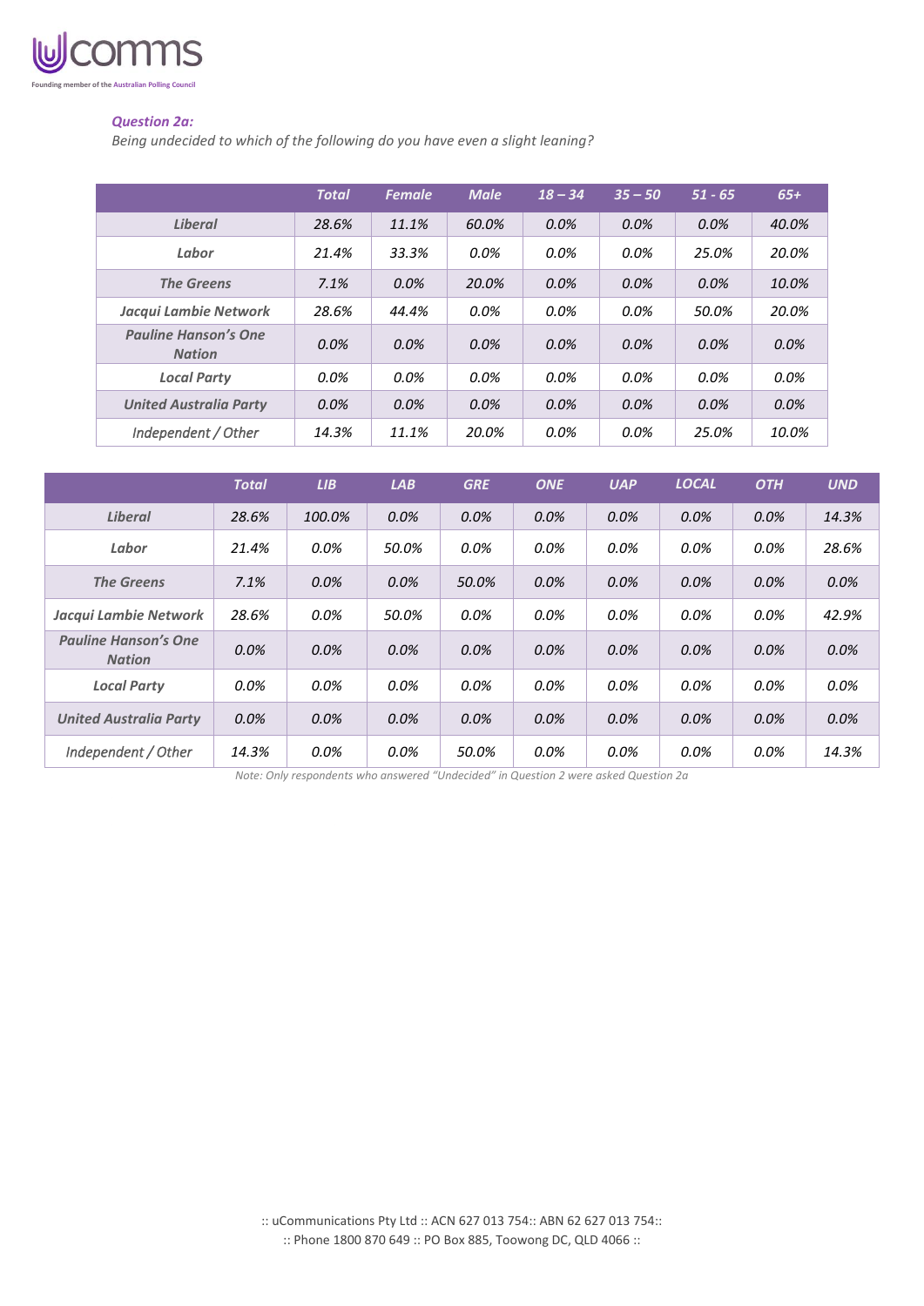***Question 2a:***

*Being undecided to which of the following do you have even a slight leaning?*

| | *Total* | *Female* | *Male* | *18 – 34* | *35 – 50* | *51 - 65* | *65+* |
|---|---|---|---|---|---|---|---|
| ***Liberal*** | *28.6%* | *11.1%* | *60.0%* | *0.0%* | *0.0%* | *0.0%* | *40.0%* |
| ***Labor*** | *21.4%* | *33.3%* | *0.0%* | *0.0%* | *0.0%* | *25.0%* | *20.0%* |
| ***The Greens*** | *7.1%* | *0.0%* | *20.0%* | *0.0%* | *0.0%* | *0.0%* | *10.0%* |
| ***Jacqui Lambie Network*** | *28.6%* | *44.4%* | *0.0%* | *0.0%* | *0.0%* | *50.0%* | *20.0%* |
| ***Pauline Hanson's One Nation*** | *0.0%* | *0.0%* | *0.0%* | *0.0%* | *0.0%* | *0.0%* | *0.0%* |
| ***Local Party*** | *0.0%* | *0.0%* | *0.0%* | *0.0%* | *0.0%* | *0.0%* | *0.0%* |
| ***United Australia Party*** | *0.0%* | *0.0%* | *0.0%* | *0.0%* | *0.0%* | *0.0%* | *0.0%* |
| *Independent / Other* | *14.3%* | *11.1%* | *20.0%* | *0.0%* | *0.0%* | *25.0%* | *10.0%* |

| | *Total* | *LIB* | *LAB* | *GRE* | *ONE* | *UAP* | *LOCAL* | *OTH* | *UND* |
|---|---|---|---|---|---|---|---|---|---|
| ***Liberal*** | *28.6%* | *100.0%* | *0.0%* | *0.0%* | *0.0%* | *0.0%* | *0.0%* | *0.0%* | *14.3%* |
| ***Labor*** | *21.4%* | *0.0%* | *50.0%* | *0.0%* | *0.0%* | *0.0%* | *0.0%* | *0.0%* | *28.6%* |
| ***The Greens*** | *7.1%* | *0.0%* | *0.0%* | *50.0%* | *0.0%* | *0.0%* | *0.0%* | *0.0%* | *0.0%* |
| ***Jacqui Lambie Network*** | *28.6%* | *0.0%* | *50.0%* | *0.0%* | *0.0%* | *0.0%* | *0.0%* | *0.0%* | *42.9%* |
| ***Pauline Hanson's One Nation*** | *0.0%* | *0.0%* | *0.0%* | *0.0%* | *0.0%* | *0.0%* | *0.0%* | *0.0%* | *0.0%* |
| ***Local Party*** | *0.0%* | *0.0%* | *0.0%* | *0.0%* | *0.0%* | *0.0%* | *0.0%* | *0.0%* | *0.0%* |
| ***United Australia Party*** | *0.0%* | *0.0%* | *0.0%* | *0.0%* | *0.0%* | *0.0%* | *0.0%* | *0.0%* | *0.0%* |
| *Independent / Other* | *14.3%* | *0.0%* | *0.0%* | *50.0%* | *0.0%* | *0.0%* | *0.0%* | *0.0%* | *14.3%* |

*Note: Only respondents who answered "Undecided" in Question 2 were asked Question 2a*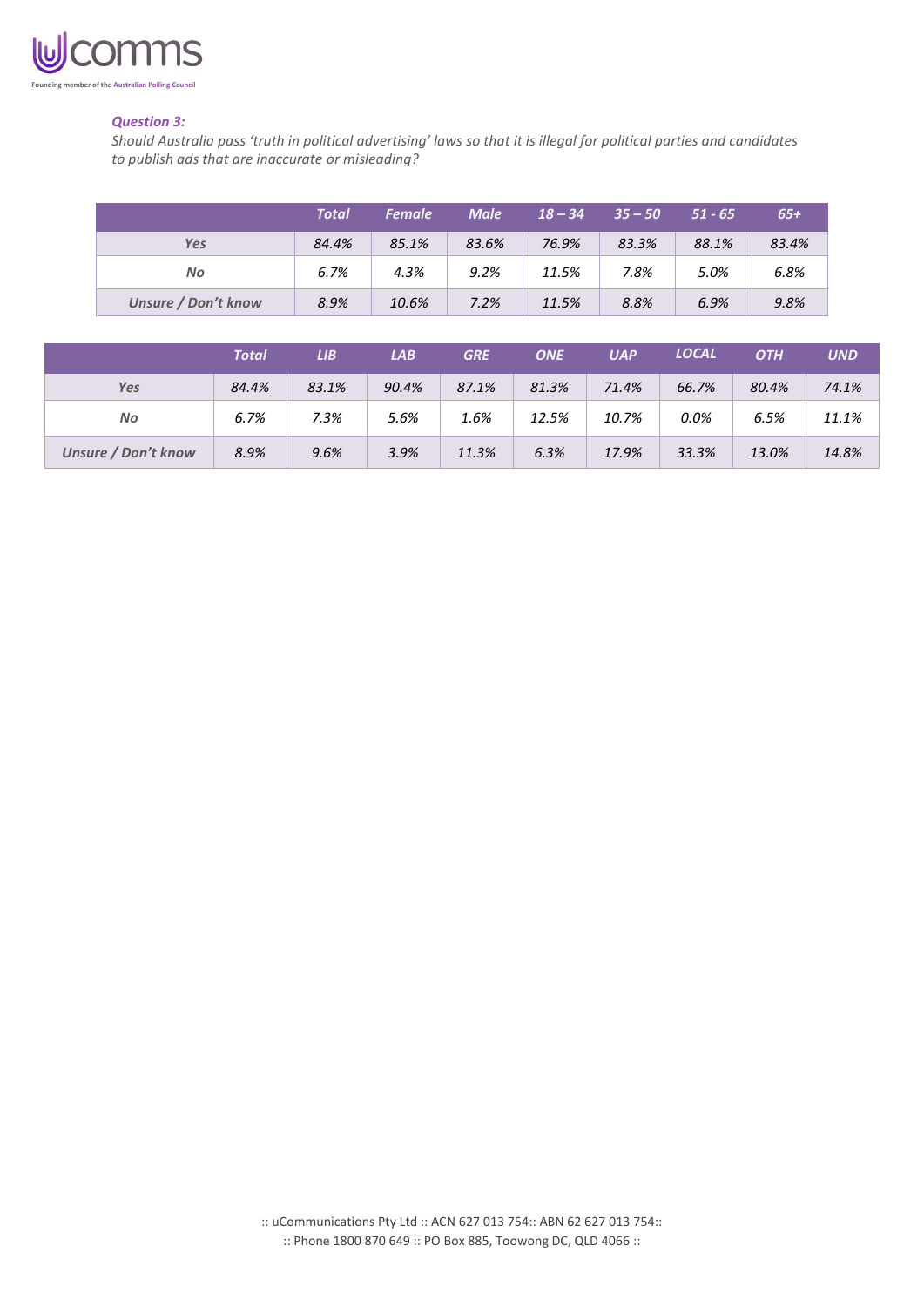***Question 3:***

*Should Australia pass 'truth in political advertising' laws so that it is illegal for political parties and candidates to publish ads that are inaccurate or misleading?*

| | Total | Female | Male | 18 – 34 | 35 – 50 | 51 - 65 | 65+ |
|---|---|---|---|---|---|---|---|
| Yes | 84.4% | 85.1% | 83.6% | 76.9% | 83.3% | 88.1% | 83.4% |
| No | 6.7% | 4.3% | 9.2% | 11.5% | 7.8% | 5.0% | 6.8% |
| Unsure / Don't know | 8.9% | 10.6% | 7.2% | 11.5% | 8.8% | 6.9% | 9.8% |

| | Total | LIB | LAB | GRE | ONE | UAP | LOCAL | OTH | UND |
|---|---|---|---|---|---|---|---|---|---|
| Yes | 84.4% | 83.1% | 90.4% | 87.1% | 81.3% | 71.4% | 66.7% | 80.4% | 74.1% |
| No | 6.7% | 7.3% | 5.6% | 1.6% | 12.5% | 10.7% | 0.0% | 6.5% | 11.1% |
| Unsure / Don't know | 8.9% | 9.6% | 3.9% | 11.3% | 6.3% | 17.9% | 33.3% | 13.0% | 14.8% |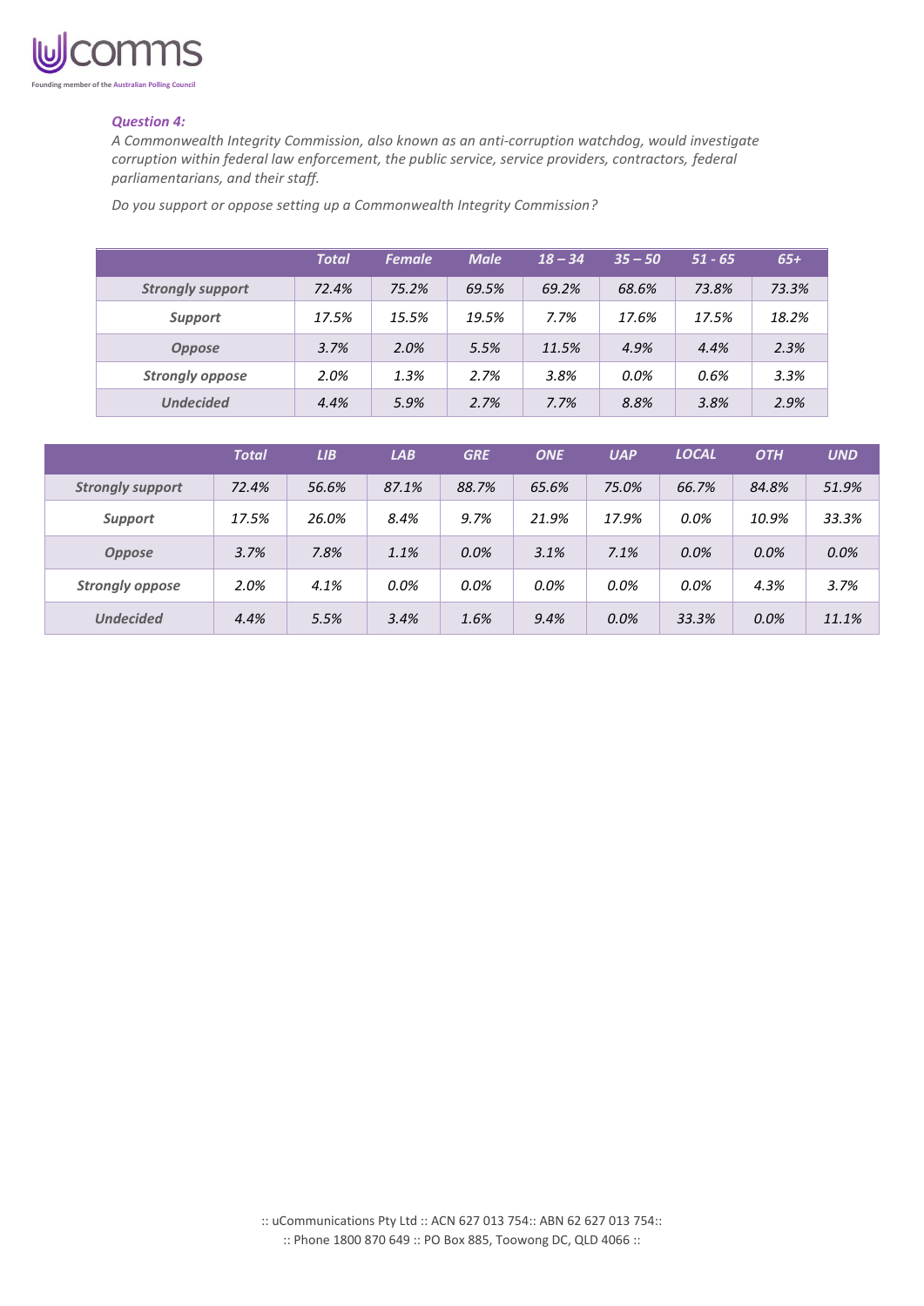*Question 4:*

*A Commonwealth Integrity Commission, also known as an anti-corruption watchdog, would investigate corruption within federal law enforcement, the public service, service providers, contractors, federal parliamentarians, and their staff.*

*Do you support or oppose setting up a Commonwealth Integrity Commission?*

| | Total | Female | Male | 18 – 34 | 35 – 50 | 51 - 65 | 65+ |
|---|---|---|---|---|---|---|---|
| Strongly support | 72.4% | 75.2% | 69.5% | 69.2% | 68.6% | 73.8% | 73.3% |
| Support | 17.5% | 15.5% | 19.5% | 7.7% | 17.6% | 17.5% | 18.2% |
| Oppose | 3.7% | 2.0% | 5.5% | 11.5% | 4.9% | 4.4% | 2.3% |
| Strongly oppose | 2.0% | 1.3% | 2.7% | 3.8% | 0.0% | 0.6% | 3.3% |
| Undecided | 4.4% | 5.9% | 2.7% | 7.7% | 8.8% | 3.8% | 2.9% |

| | Total | LIB | LAB | GRE | ONE | UAP | LOCAL | OTH | UND |
|---|---|---|---|---|---|---|---|---|---|
| Strongly support | 72.4% | 56.6% | 87.1% | 88.7% | 65.6% | 75.0% | 66.7% | 84.8% | 51.9% |
| Support | 17.5% | 26.0% | 8.4% | 9.7% | 21.9% | 17.9% | 0.0% | 10.9% | 33.3% |
| Oppose | 3.7% | 7.8% | 1.1% | 0.0% | 3.1% | 7.1% | 0.0% | 0.0% | 0.0% |
| Strongly oppose | 2.0% | 4.1% | 0.0% | 0.0% | 0.0% | 0.0% | 0.0% | 4.3% | 3.7% |
| Undecided | 4.4% | 5.5% | 3.4% | 1.6% | 9.4% | 0.0% | 33.3% | 0.0% | 11.1% |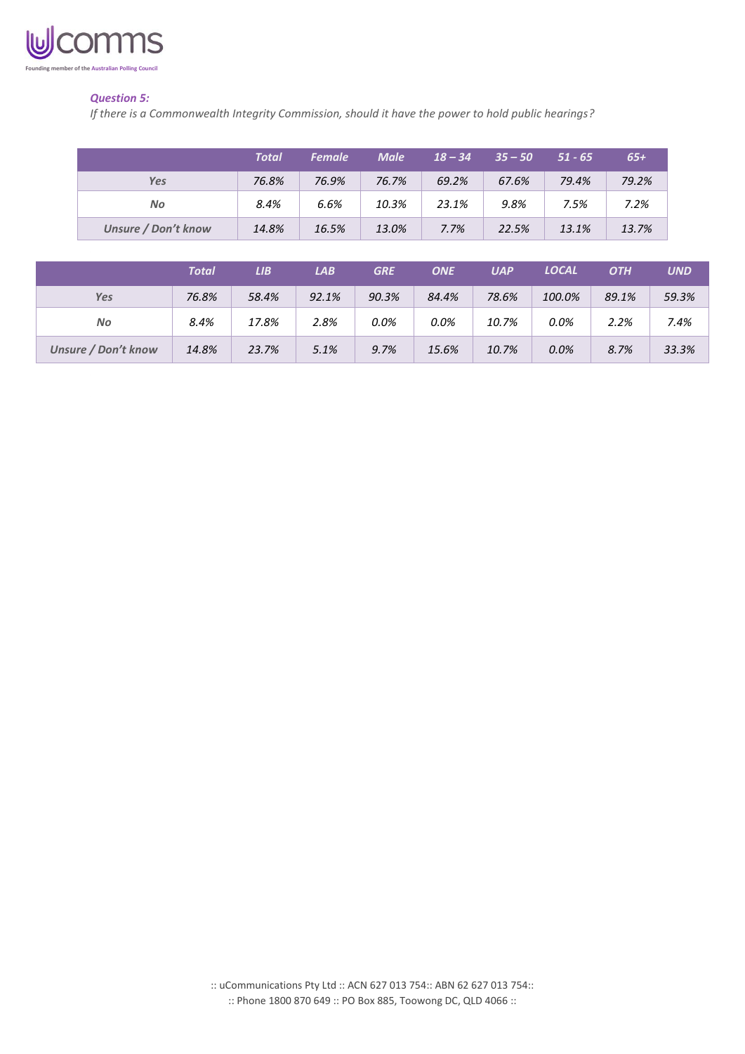***Question 5:***

*If there is a Commonwealth Integrity Commission, should it have the power to hold public hearings?*

| | Total | Female | Male | 18 – 34 | 35 – 50 | 51 - 65 | 65+ |
|---|---|---|---|---|---|---|---|
| Yes | 76.8% | 76.9% | 76.7% | 69.2% | 67.6% | 79.4% | 79.2% |
| No | 8.4% | 6.6% | 10.3% | 23.1% | 9.8% | 7.5% | 7.2% |
| Unsure / Don't know | 14.8% | 16.5% | 13.0% | 7.7% | 22.5% | 13.1% | 13.7% |

| | Total | LIB | LAB | GRE | ONE | UAP | LOCAL | OTH | UND |
|---|---|---|---|---|---|---|---|---|---|
| Yes | 76.8% | 58.4% | 92.1% | 90.3% | 84.4% | 78.6% | 100.0% | 89.1% | 59.3% |
| No | 8.4% | 17.8% | 2.8% | 0.0% | 0.0% | 10.7% | 0.0% | 2.2% | 7.4% |
| Unsure / Don't know | 14.8% | 23.7% | 5.1% | 9.7% | 15.6% | 10.7% | 0.0% | 8.7% | 33.3% |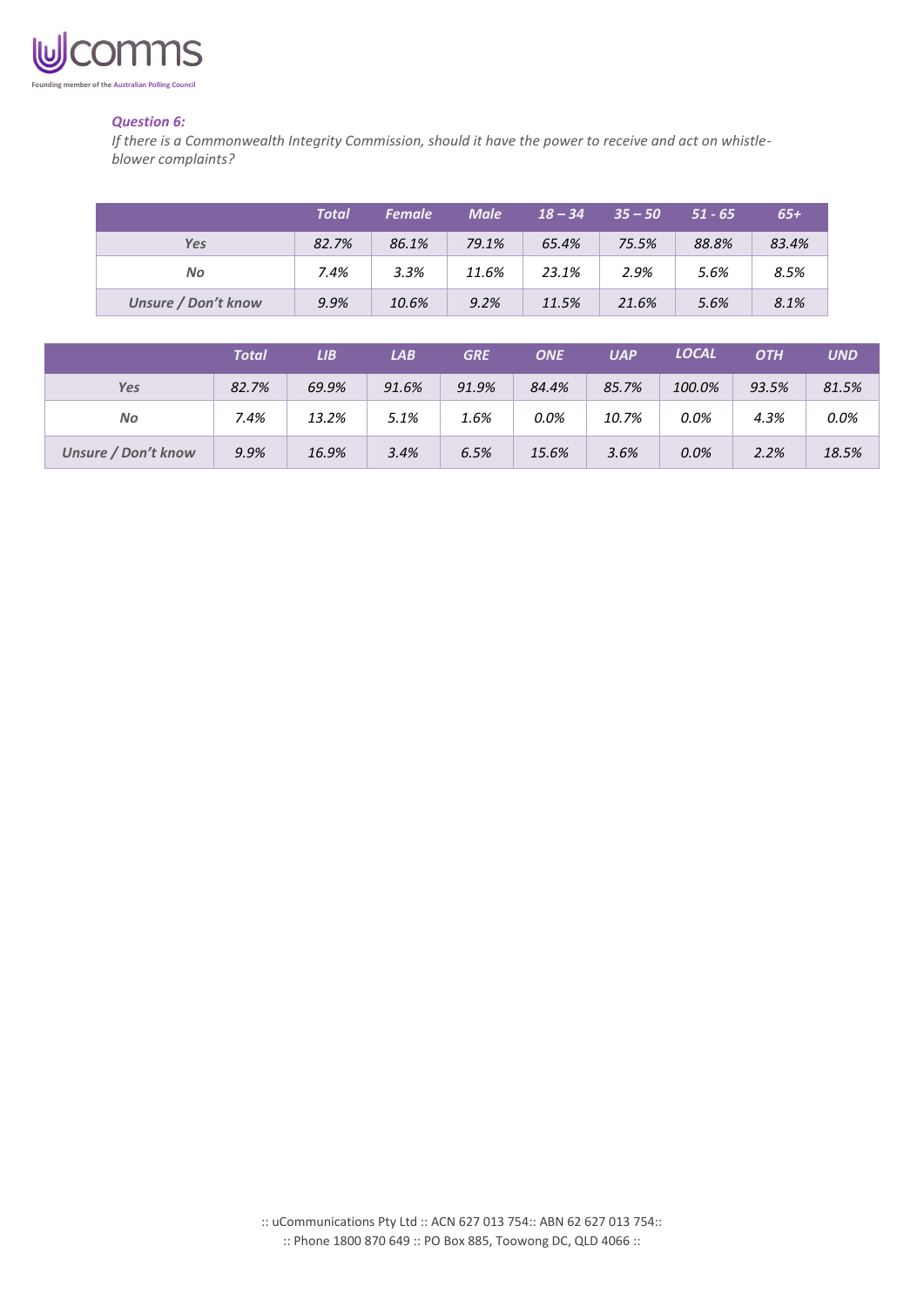***Question 6:***

*If there is a Commonwealth Integrity Commission, should it have the power to receive and act on whistle-blower complaints?*

| | Total | Female | Male | 18 – 34 | 35 – 50 | 51 - 65 | 65+ |
|---|---|---|---|---|---|---|---|
| Yes | 82.7% | 86.1% | 79.1% | 65.4% | 75.5% | 88.8% | 83.4% |
| No | 7.4% | 3.3% | 11.6% | 23.1% | 2.9% | 5.6% | 8.5% |
| Unsure / Don't know | 9.9% | 10.6% | 9.2% | 11.5% | 21.6% | 5.6% | 8.1% |

| | Total | LIB | LAB | GRE | ONE | UAP | LOCAL | OTH | UND |
|---|---|---|---|---|---|---|---|---|---|
| Yes | 82.7% | 69.9% | 91.6% | 91.9% | 84.4% | 85.7% | 100.0% | 93.5% | 81.5% |
| No | 7.4% | 13.2% | 5.1% | 1.6% | 0.0% | 10.7% | 0.0% | 4.3% | 0.0% |
| Unsure / Don't know | 9.9% | 16.9% | 3.4% | 6.5% | 15.6% | 3.6% | 0.0% | 2.2% | 18.5% |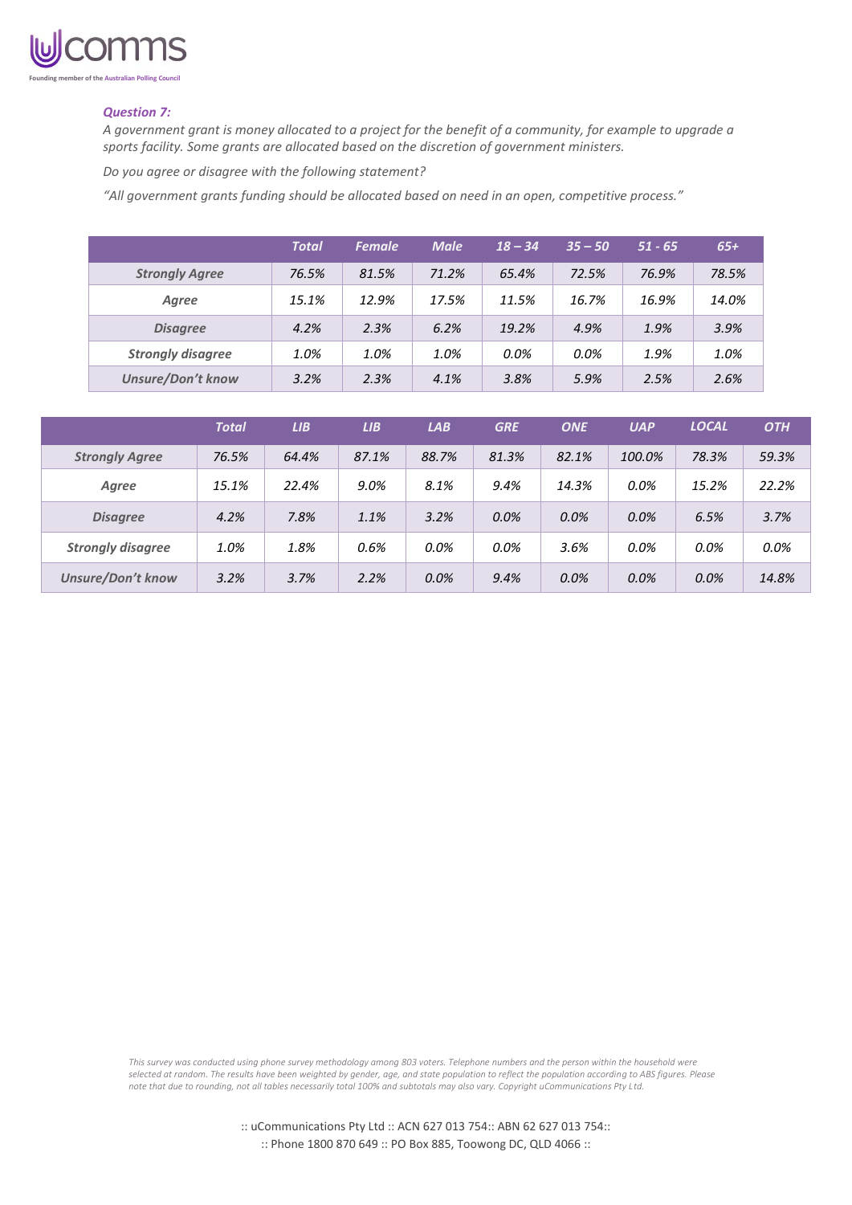***Question 7:***

*A government grant is money allocated to a project for the benefit of a community, for example to upgrade a sports facility. Some grants are allocated based on the discretion of government ministers.*

*Do you agree or disagree with the following statement?*

*"All government grants funding should be allocated based on need in an open, competitive process."*

| | *Total* | *Female* | *Male* | *18 – 34* | *35 – 50* | *51 - 65* | *65+* |
|---|---|---|---|---|---|---|---|
| ***Strongly Agree*** | *76.5%* | *81.5%* | *71.2%* | *65.4%* | *72.5%* | *76.9%* | *78.5%* |
| ***Agree*** | *15.1%* | *12.9%* | *17.5%* | *11.5%* | *16.7%* | *16.9%* | *14.0%* |
| ***Disagree*** | *4.2%* | *2.3%* | *6.2%* | *19.2%* | *4.9%* | *1.9%* | *3.9%* |
| ***Strongly disagree*** | *1.0%* | *1.0%* | *1.0%* | *0.0%* | *0.0%* | *1.9%* | *1.0%* |
| ***Unsure/Don't know*** | *3.2%* | *2.3%* | *4.1%* | *3.8%* | *5.9%* | *2.5%* | *2.6%* |

| | *Total* | *LIB* | *LIB* | *LAB* | *GRE* | *ONE* | *UAP* | *LOCAL* | *OTH* |
|---|---|---|---|---|---|---|---|---|---|
| ***Strongly Agree*** | *76.5%* | *64.4%* | *87.1%* | *88.7%* | *81.3%* | *82.1%* | *100.0%* | *78.3%* | *59.3%* |
| ***Agree*** | *15.1%* | *22.4%* | *9.0%* | *8.1%* | *9.4%* | *14.3%* | *0.0%* | *15.2%* | *22.2%* |
| ***Disagree*** | *4.2%* | *7.8%* | *1.1%* | *3.2%* | *0.0%* | *0.0%* | *0.0%* | *6.5%* | *3.7%* |
| ***Strongly disagree*** | *1.0%* | *1.8%* | *0.6%* | *0.0%* | *0.0%* | *3.6%* | *0.0%* | *0.0%* | *0.0%* |
| ***Unsure/Don't know*** | *3.2%* | *3.7%* | *2.2%* | *0.0%* | *9.4%* | *0.0%* | *0.0%* | *0.0%* | *14.8%* |

*This survey was conducted using phone survey methodology among 803 voters. Telephone numbers and the person within the household were selected at random. The results have been weighted by gender, age, and state population to reflect the population according to ABS figures. Please note that due to rounding, not all tables necessarily total 100% and subtotals may also vary. Copyright uCommunications Pty Ltd.*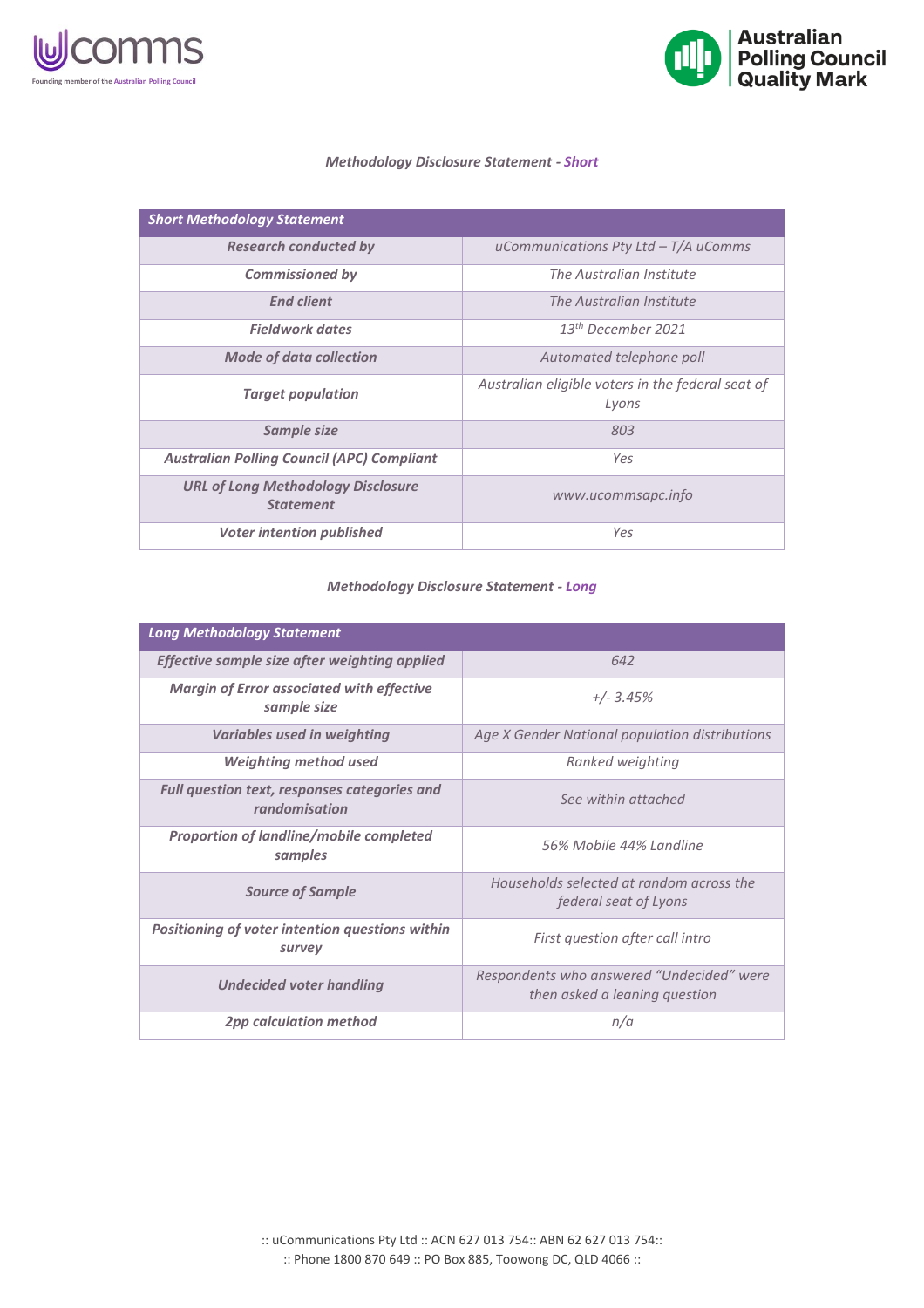*Methodology Disclosure Statement - Short*

| *Short Methodology Statement* | |
|---|---|
| *Research conducted by* | *uCommunications Pty Ltd – T/A uComms* |
| *Commissioned by* | *The Australian Institute* |
| *End client* | *The Australian Institute* |
| *Fieldwork dates* | *13th December 2021* |
| *Mode of data collection* | *Automated telephone poll* |
| *Target population* | *Australian eligible voters in the federal seat of Lyons* |
| *Sample size* | *803* |
| *Australian Polling Council (APC) Compliant* | *Yes* |
| *URL of Long Methodology Disclosure Statement* | *www.ucommsapc.info* |
| *Voter intention published* | *Yes* |

*Methodology Disclosure Statement - Long*

| *Long Methodology Statement* | |
|---|---|
| *Effective sample size after weighting applied* | *642* |
| *Margin of Error associated with effective sample size* | *+/- 3.45%* |
| *Variables used in weighting* | *Age X Gender National population distributions* |
| *Weighting method used* | *Ranked weighting* |
| *Full question text, responses categories and randomisation* | *See within attached* |
| *Proportion of landline/mobile completed samples* | *56% Mobile 44% Landline* |
| *Source of Sample* | *Households selected at random across the federal seat of Lyons* |
| *Positioning of voter intention questions within survey* | *First question after call intro* |
| *Undecided voter handling* | *Respondents who answered "Undecided" were then asked a leaning question* |
| *2pp calculation method* | *n/a* |